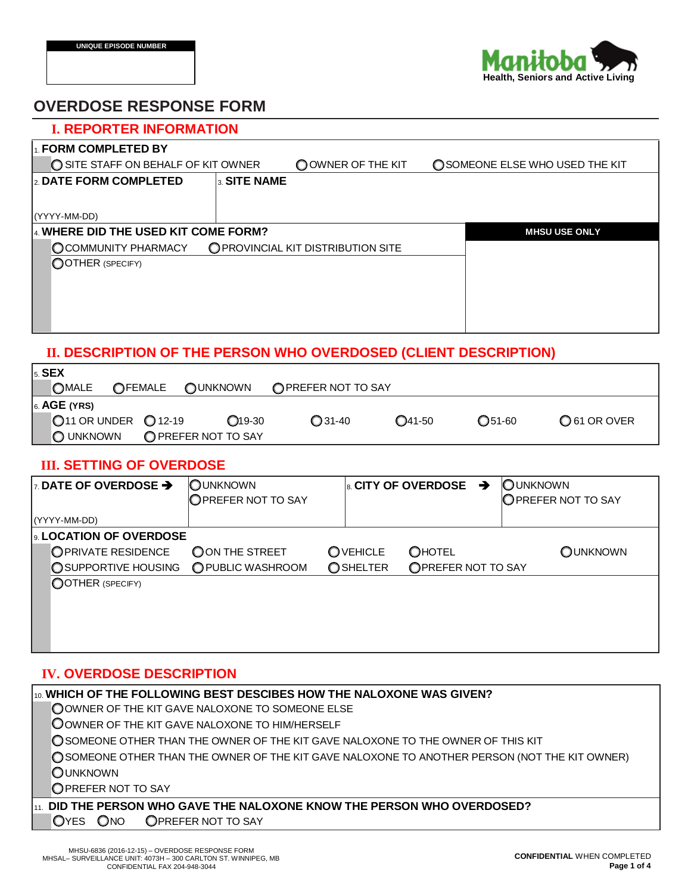**UNIQUE EPISODE NUMBER**

Manitoba Health, Seniors and Active Living

# OVERDOSE RESPONSE FORM

## I. REPORTER INFORMATION

1. **FORM COMPLETED BY**
   - ○ SITE STAFF ON BEHALF OF KIT OWNER
   - ○ OWNER OF THE KIT
   - ○ SOMEONE ELSE WHO USED THE KIT

2. **DATE FORM COMPLETED**

   (YYYY-MM-DD)

3. **SITE NAME**

4. **WHERE DID THE USED KIT COME FORM?**
   - ○ COMMUNITY PHARMACY
   - ○ PROVINCIAL KIT DISTRIBUTION SITE
   - ○ OTHER (SPECIFY)

**MHSU USE ONLY**

## II. DESCRIPTION OF THE PERSON WHO OVERDOSED (CLIENT DESCRIPTION)

5. **SEX**
   - ○ MALE
   - ○ FEMALE
   - ○ UNKNOWN
   - ○ PREFER NOT TO SAY

6. **AGE (YRS)**
   - ○ 11 OR UNDER
   - ○ 12-19
   - ○ 19-30
   - ○ 31-40
   - ○ 41-50
   - ○ 51-60
   - ○ 61 OR OVER
   - ○ UNKNOWN
   - ○ PREFER NOT TO SAY

## III. SETTING OF OVERDOSE

7. **DATE OF OVERDOSE** ➔
   - ○ UNKNOWN
   - ○ PREFER NOT TO SAY

   (YYYY-MM-DD)

8. **CITY OF OVERDOSE** ➔
   - ○ UNKNOWN
   - ○ PREFER NOT TO SAY

9. **LOCATION OF OVERDOSE**
   - ○ PRIVATE RESIDENCE
   - ○ ON THE STREET
   - ○ VEHICLE
   - ○ HOTEL
   - ○ UNKNOWN
   - ○ SUPPORTIVE HOUSING
   - ○ PUBLIC WASHROOM
   - ○ SHELTER
   - ○ PREFER NOT TO SAY
   - ○ OTHER (SPECIFY)

## IV. OVERDOSE DESCRIPTION

10. **WHICH OF THE FOLLOWING BEST DESCIBES HOW THE NALOXONE WAS GIVEN?**
    - ○ OWNER OF THE KIT GAVE NALOXONE TO SOMEONE ELSE
    - ○ OWNER OF THE KIT GAVE NALOXONE TO HIM/HERSELF
    - ○ SOMEONE OTHER THAN THE OWNER OF THE KIT GAVE NALOXONE TO THE OWNER OF THIS KIT
    - ○ SOMEONE OTHER THAN THE OWNER OF THE KIT GAVE NALOXONE TO ANOTHER PERSON (NOT THE KIT OWNER)
    - ○ UNKNOWN
    - ○ PREFER NOT TO SAY

11. **DID THE PERSON WHO GAVE THE NALOXONE KNOW THE PERSON WHO OVERDOSED?**
    - ○ YES
    - ○ NO
    - ○ PREFER NOT TO SAY

MHSU-6836 (2016-12-15) – OVERDOSE RESPONSE FORM
MHSAL– SURVEILLANCE UNIT: 4073H – 300 CARLTON ST. WINNIPEG, MB
CONFIDENTIAL FAX 204-948-3044

**CONFIDENTIAL** WHEN COMPLETED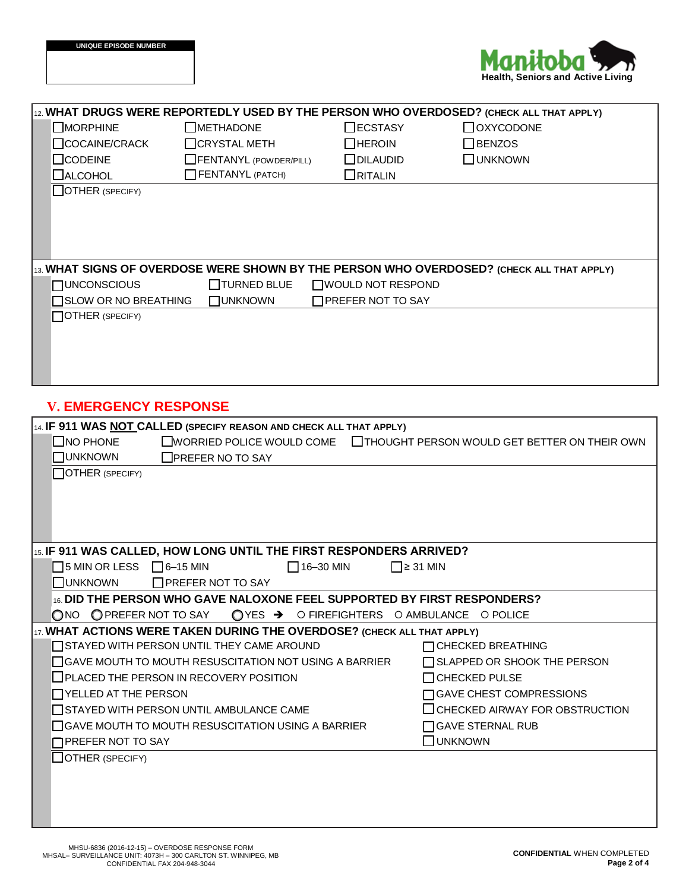**UNIQUE EPISODE NUMBER**

Manitoba Health, Seniors and Active Living

**12. WHAT DRUGS WERE REPORTEDLY USED BY THE PERSON WHO OVERDOSED? (CHECK ALL THAT APPLY)**

| | | | |
|---|---|---|---|
| ☐ MORPHINE | ☐ METHADONE | ☐ ECSTASY | ☐ OXYCODONE |
| ☐ COCAINE/CRACK | ☐ CRYSTAL METH | ☐ HEROIN | ☐ BENZOS |
| ☐ CODEINE | ☐ FENTANYL (POWDER/PILL) | ☐ DILAUDID | ☐ UNKNOWN |
| ☐ ALCOHOL | ☐ FENTANYL (PATCH) | ☐ RITALIN | |

☐ OTHER (SPECIFY)

**13. WHAT SIGNS OF OVERDOSE WERE SHOWN BY THE PERSON WHO OVERDOSED? (CHECK ALL THAT APPLY)**

| | | |
|---|---|---|
| ☐ UNCONSCIOUS | ☐ TURNED BLUE | ☐ WOULD NOT RESPOND |
| ☐ SLOW OR NO BREATHING | ☐ UNKNOWN | ☐ PREFER NOT TO SAY |

☐ OTHER (SPECIFY)

## V. EMERGENCY RESPONSE

**14. IF 911 WAS NOT CALLED (SPECIFY REASON AND CHECK ALL THAT APPLY)**

| | | |
|---|---|---|
| ☐ NO PHONE | ☐ WORRIED POLICE WOULD COME | ☐ THOUGHT PERSON WOULD GET BETTER ON THEIR OWN |
| ☐ UNKNOWN | ☐ PREFER NO TO SAY | |

☐ OTHER (SPECIFY)

**15. IF 911 WAS CALLED, HOW LONG UNTIL THE FIRST RESPONDERS ARRIVED?**

| | | | |
|---|---|---|---|
| ☐ 5 MIN OR LESS | ☐ 6–15 MIN | ☐ 16–30 MIN | ☐ ≥ 31 MIN |
| ☐ UNKNOWN | ☐ PREFER NOT TO SAY | | |

**16. DID THE PERSON WHO GAVE NALOXONE FEEL SUPPORTED BY FIRST RESPONDERS?**

○ NO ○ PREFER NOT TO SAY ○ YES → ○ FIREFIGHTERS ○ AMBULANCE ○ POLICE

**17. WHAT ACTIONS WERE TAKEN DURING THE OVERDOSE? (CHECK ALL THAT APPLY)**

| | |
|---|---|
| ☐ STAYED WITH PERSON UNTIL THEY CAME AROUND | ☐ CHECKED BREATHING |
| ☐ GAVE MOUTH TO MOUTH RESUSCITATION NOT USING A BARRIER | ☐ SLAPPED OR SHOOK THE PERSON |
| ☐ PLACED THE PERSON IN RECOVERY POSITION | ☐ CHECKED PULSE |
| ☐ YELLED AT THE PERSON | ☐ GAVE CHEST COMPRESSIONS |
| ☐ STAYED WITH PERSON UNTIL AMBULANCE CAME | ☐ CHECKED AIRWAY FOR OBSTRUCTION |
| ☐ GAVE MOUTH TO MOUTH RESUSCITATION USING A BARRIER | ☐ GAVE STERNAL RUB |
| ☐ PREFER NOT TO SAY | ☐ UNKNOWN |

☐ OTHER (SPECIFY)

MHSU-6836 (2016-12-15) – OVERDOSE RESPONSE FORM
MHSAL– SURVEILLANCE UNIT: 4073H – 300 CARLTON ST. WINNIPEG, MB
CONFIDENTIAL FAX 204-948-3044

**CONFIDENTIAL** WHEN COMPLETED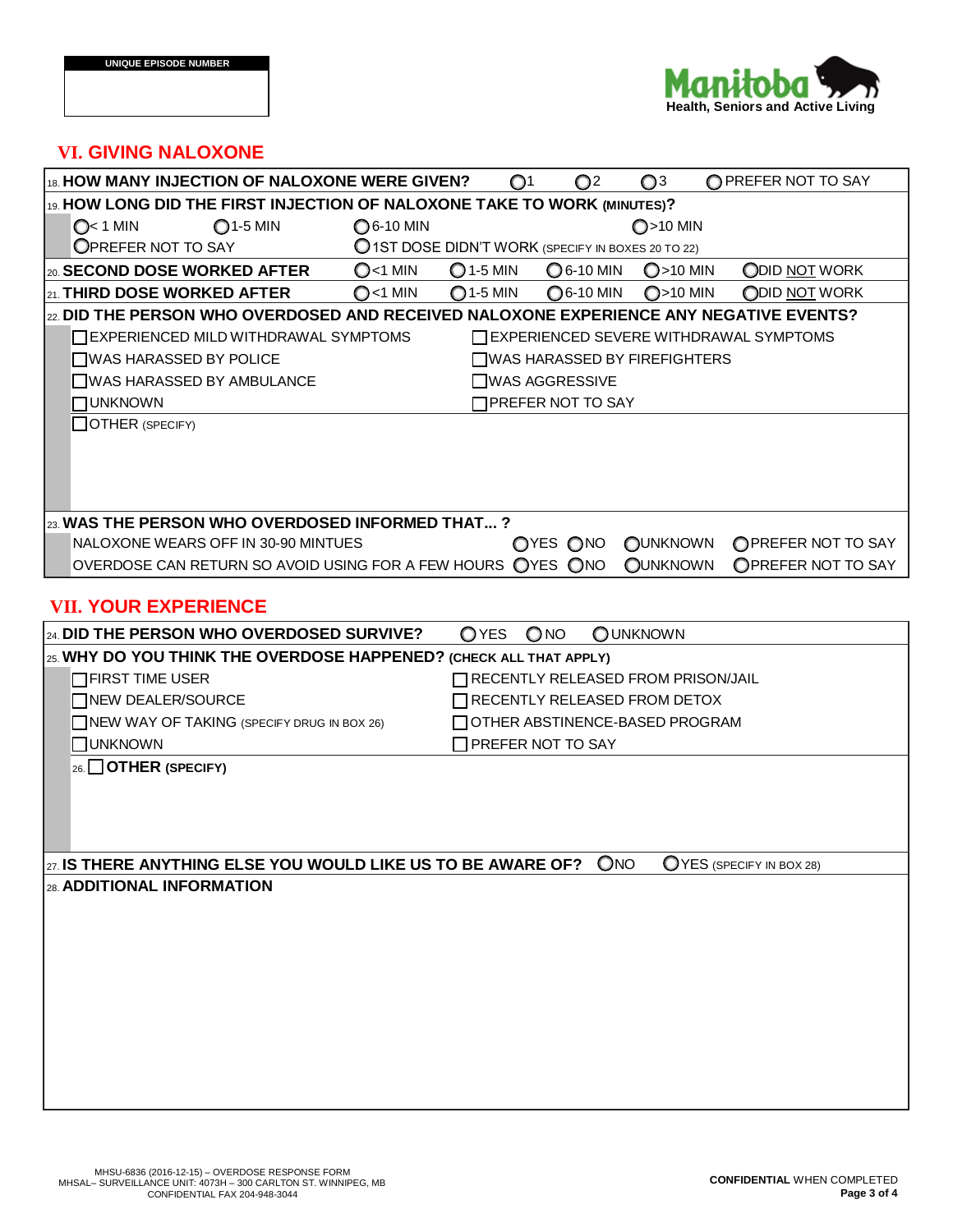**UNIQUE EPISODE NUMBER**

Manitoba Health, Seniors and Active Living

## VI. GIVING NALOXONE

18. **HOW MANY INJECTION OF NALOXONE WERE GIVEN?** ○ 1 ○ 2 ○ 3 ○ PREFER NOT TO SAY

19. **HOW LONG DID THE FIRST INJECTION OF NALOXONE TAKE TO WORK (MINUTES)?**

○ < 1 MIN ○ 1-5 MIN ○ 6-10 MIN ○ >10 MIN

○ PREFER NOT TO SAY ○ 1ST DOSE DIDN'T WORK (SPECIFY IN BOXES 20 TO 22)

20. **SECOND DOSE WORKED AFTER** ○ <1 MIN ○ 1-5 MIN ○ 6-10 MIN ○ >10 MIN ○ DID NOT WORK

21. **THIRD DOSE WORKED AFTER** ○ <1 MIN ○ 1-5 MIN ○ 6-10 MIN ○ >10 MIN ○ DID NOT WORK

22. **DID THE PERSON WHO OVERDOSED AND RECEIVED NALOXONE EXPERIENCE ANY NEGATIVE EVENTS?**

- ☐ EXPERIENCED MILD WITHDRAWAL SYMPTOMS
- ☐ EXPERIENCED SEVERE WITHDRAWAL SYMPTOMS
- ☐ WAS HARASSED BY POLICE
- ☐ WAS HARASSED BY FIREFIGHTERS
- ☐ WAS HARASSED BY AMBULANCE
- ☐ WAS AGGRESSIVE
- ☐ UNKNOWN
- ☐ PREFER NOT TO SAY
- ☐ OTHER (SPECIFY)

23. **WAS THE PERSON WHO OVERDOSED INFORMED THAT... ?**

| | | | | |
|---|---|---|---|---|
| NALOXONE WEARS OFF IN 30-90 MINTUES | ○ YES | ○ NO | ○ UNKNOWN | ○ PREFER NOT TO SAY |
| OVERDOSE CAN RETURN SO AVOID USING FOR A FEW HOURS | ○ YES | ○ NO | ○ UNKNOWN | ○ PREFER NOT TO SAY |

## VII. YOUR EXPERIENCE

24. **DID THE PERSON WHO OVERDOSED SURVIVE?** ○ YES ○ NO ○ UNKNOWN

25. **WHY DO YOU THINK THE OVERDOSE HAPPENED? (CHECK ALL THAT APPLY)**

- ☐ FIRST TIME USER
- ☐ RECENTLY RELEASED FROM PRISON/JAIL
- ☐ NEW DEALER/SOURCE
- ☐ RECENTLY RELEASED FROM DETOX
- ☐ NEW WAY OF TAKING (SPECIFY DRUG IN BOX 26)
- ☐ OTHER ABSTINENCE-BASED PROGRAM
- ☐ UNKNOWN
- ☐ PREFER NOT TO SAY

26. ☐ **OTHER (SPECIFY)**

27. **IS THERE ANYTHING ELSE YOU WOULD LIKE US TO BE AWARE OF?** ○ NO ○ YES (SPECIFY IN BOX 28)

28. **ADDITIONAL INFORMATION**

MHSU-6836 (2016-12-15) – OVERDOSE RESPONSE FORM
MHSAL– SURVEILLANCE UNIT: 4073H – 300 CARLTON ST. WINNIPEG, MB
CONFIDENTIAL FAX 204-948-3044

**CONFIDENTIAL** WHEN COMPLETED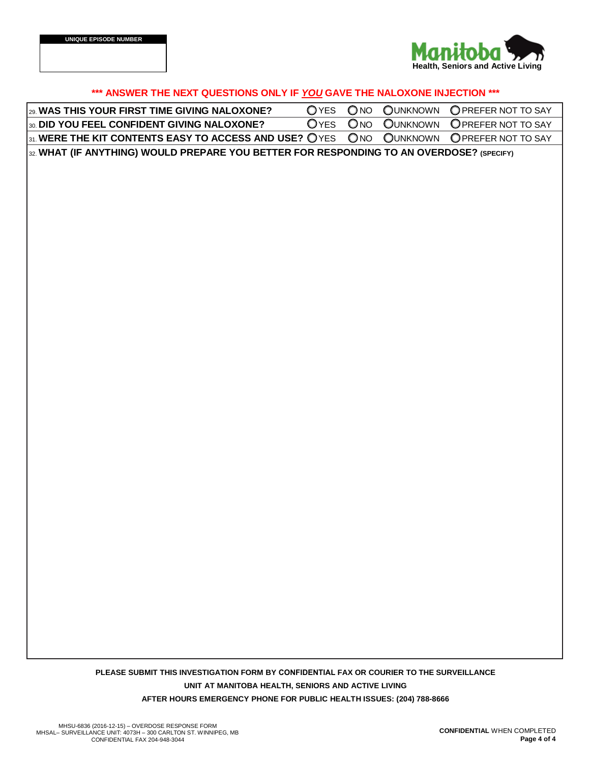**UNIQUE EPISODE NUMBER**

Manitoba Health, Seniors and Active Living

**\*\*\* ANSWER THE NEXT QUESTIONS ONLY IF *YOU* GAVE THE NALOXONE INJECTION \*\*\***

| | | | | |
|---|---|---|---|---|
| 29. **WAS THIS YOUR FIRST TIME GIVING NALOXONE?** | ○ YES | ○ NO | ○ UNKNOWN | ○ PREFER NOT TO SAY |
| 30. **DID YOU FEEL CONFIDENT GIVING NALOXONE?** | ○ YES | ○ NO | ○ UNKNOWN | ○ PREFER NOT TO SAY |
| 31. **WERE THE KIT CONTENTS EASY TO ACCESS AND USE?** | ○ YES | ○ NO | ○ UNKNOWN | ○ PREFER NOT TO SAY |

32. **WHAT (IF ANYTHING) WOULD PREPARE YOU BETTER FOR RESPONDING TO AN OVERDOSE? (SPECIFY)**

**PLEASE SUBMIT THIS INVESTIGATION FORM BY CONFIDENTIAL FAX OR COURIER TO THE SURVEILLANCE UNIT AT MANITOBA HEALTH, SENIORS AND ACTIVE LIVING**

**AFTER HOURS EMERGENCY PHONE FOR PUBLIC HEALTH ISSUES: (204) 788-8666**

MHSU-6836 (2016-12-15) – OVERDOSE RESPONSE FORM
MHSAL– SURVEILLANCE UNIT: 4073H – 300 CARLTON ST. WINNIPEG, MB
CONFIDENTIAL FAX 204-948-3044

**CONFIDENTIAL** WHEN COMPLETED